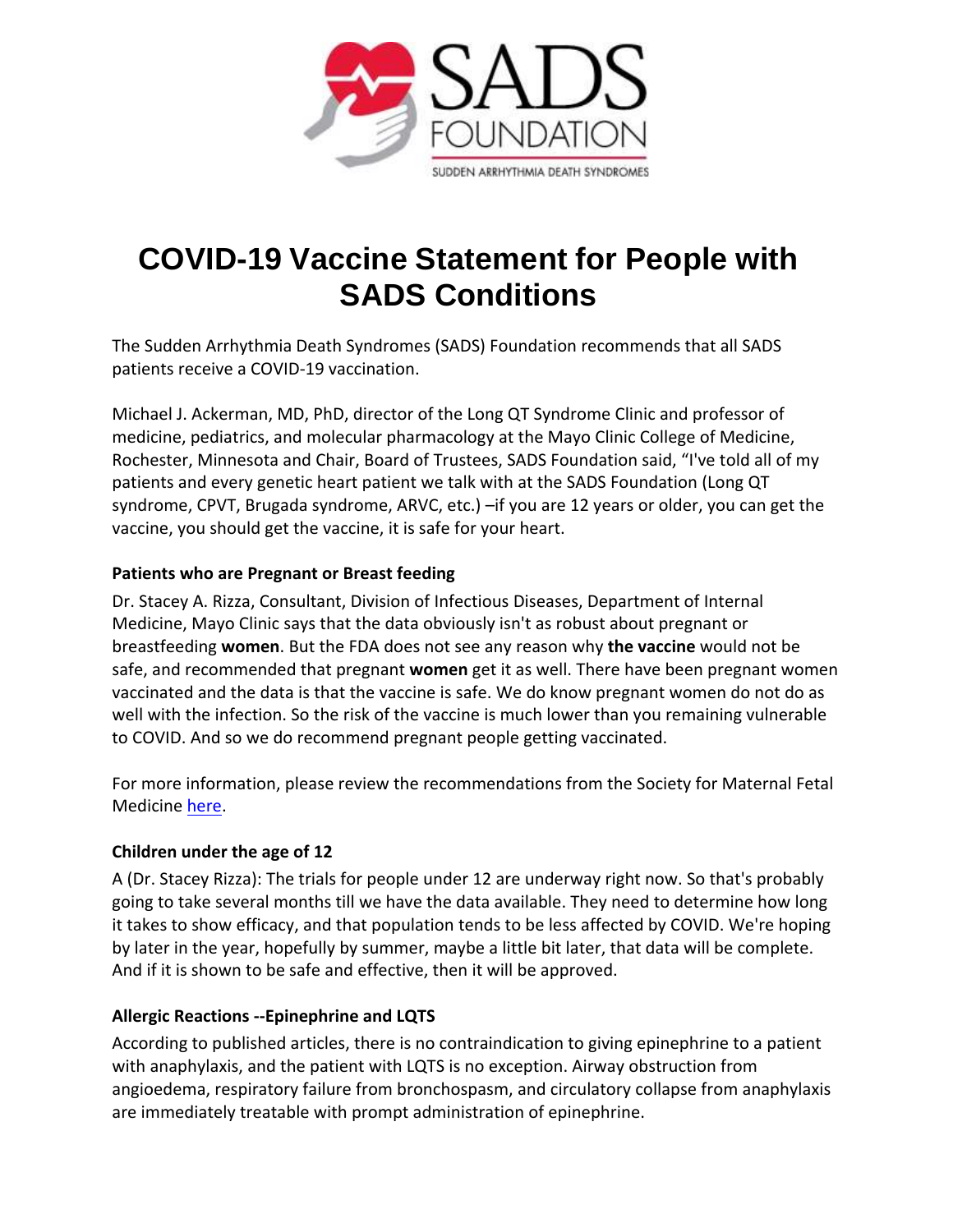# COVID-19 Vaccine Statement for People with SADS Conditions

The Sudden Arrhythmia Death Syndromes (SADS) Foundation recommends that all SADS patients receive a COVID-19 vaccination.

Michael J. Ackerman, MD, PhD, director of the Long QT Syndrome Clinic and professor of medicine, pediatrics, and molecular pharmacology at the Mayo Clinic College of Medicine, Rochester, Minnesota and Chair, Board of Trustees, SADS Foundation said, "I've told all of my patients and every genetic heart patient we talk with at the SADS Foundation (Long QT syndrome, CPVT, Brugada syndrome, ARVC, etc.) –if you are 12 years or older, you can get the vaccine, you should get the vaccine, it is safe for your heart.

### Patients who are Pregnant or Breast feeding

Dr. Stacey A. Rizza, Consultant, Division of Infectious Diseases, Department of Internal Medicine, Mayo Clinic says that the data obviously isn't as robust about pregnant or breastfeeding **women**. But the FDA does not see any reason why **the vaccine** would not be safe, and recommended that pregnant **women** get it as well. There have been pregnant women vaccinated and the data is that the vaccine is safe. We do know pregnant women do not do as well with the infection. So the risk of the vaccine is much lower than you remaining vulnerable to COVID. And so we do recommend pregnant people getting vaccinated.

For more information, please review the recommendations from the Society for Maternal Fetal Medicine here.

### Children under the age of 12

A (Dr. Stacey Rizza): The trials for people under 12 are underway right now. So that's probably going to take several months till we have the data available. They need to determine how long it takes to show efficacy, and that population tends to be less affected by COVID. We're hoping by later in the year, hopefully by summer, maybe a little bit later, that data will be complete. And if it is shown to be safe and effective, then it will be approved.

### Allergic Reactions --Epinephrine and LQTS

According to published articles, there is no contraindication to giving epinephrine to a patient with anaphylaxis, and the patient with LQTS is no exception. Airway obstruction from angioedema, respiratory failure from bronchospasm, and circulatory collapse from anaphylaxis are immediately treatable with prompt administration of epinephrine.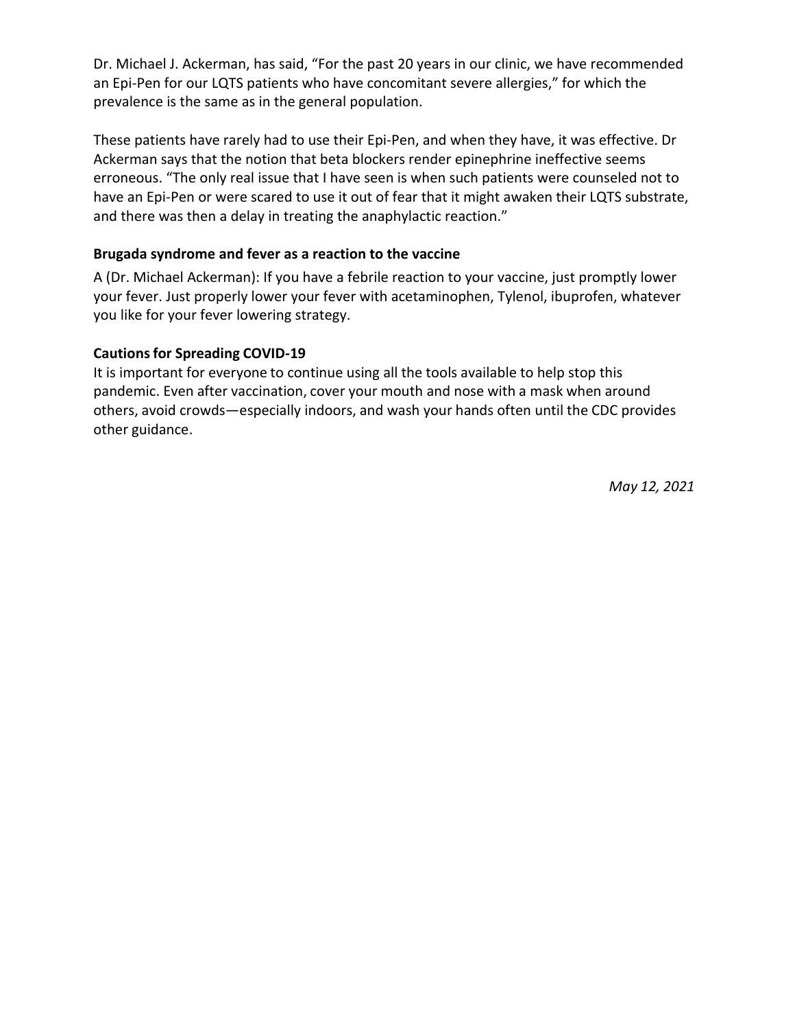Dr. Michael J. Ackerman, has said, “For the past 20 years in our clinic, we have recommended an Epi-Pen for our LQTS patients who have concomitant severe allergies,” for which the prevalence is the same as in the general population.

These patients have rarely had to use their Epi-Pen, and when they have, it was effective. Dr Ackerman says that the notion that beta blockers render epinephrine ineffective seems erroneous. “The only real issue that I have seen is when such patients were counseled not to have an Epi-Pen or were scared to use it out of fear that it might awaken their LQTS substrate, and there was then a delay in treating the anaphylactic reaction.”

**Brugada syndrome and fever as a reaction to the vaccine**

A (Dr. Michael Ackerman): If you have a febrile reaction to your vaccine, just promptly lower your fever. Just properly lower your fever with acetaminophen, Tylenol, ibuprofen, whatever you like for your fever lowering strategy.

**Cautions for Spreading COVID-19**

It is important for everyone to continue using all the tools available to help stop this pandemic. Even after vaccination, cover your mouth and nose with a mask when around others, avoid crowds—especially indoors, and wash your hands often until the CDC provides other guidance.

*May 12, 2021*